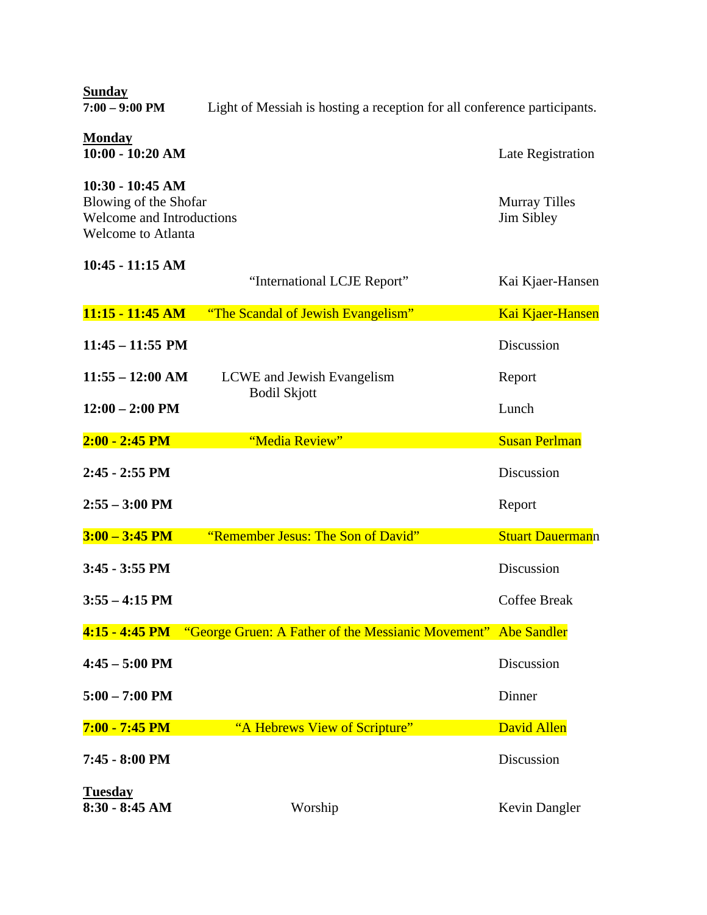**Sunday**

**7:00 – 9:00 PM** Light of Messiah is hosting a reception for all conference participants.

**Monday**

| Time | Session | Presenter |
|---|---|---|
| **10:00 - 10:20 AM** | | Late Registration |
| **10:30 - 10:45 AM** | Blowing of the Shofar | Murray Tilles |
| | Welcome and Introductions | Jim Sibley |
| | Welcome to Atlanta | |
| **10:45 - 11:15 AM** | "International LCJE Report" | Kai Kjaer-Hansen |
| **11:15 - 11:45 AM** | "The Scandal of Jewish Evangelism" | Kai Kjaer-Hansen |
| **11:45 – 11:55 PM** | | Discussion |
| **11:55 – 12:00 AM** | LCWE and Jewish Evangelism Bodil Skjott | Report |
| **12:00 – 2:00 PM** | | Lunch |
| **2:00 - 2:45 PM** | "Media Review" | Susan Perlman |
| **2:45 - 2:55 PM** | | Discussion |
| **2:55 – 3:00 PM** | | Report |
| **3:00 – 3:45 PM** | "Remember Jesus: The Son of David" | Stuart Dauermann |
| **3:45 - 3:55 PM** | | Discussion |
| **3:55 – 4:15 PM** | | Coffee Break |
| **4:15 - 4:45 PM** | "George Gruen: A Father of the Messianic Movement" | Abe Sandler |
| **4:45 – 5:00 PM** | | Discussion |
| **5:00 – 7:00 PM** | | Dinner |
| **7:00 - 7:45 PM** | "A Hebrews View of Scripture" | David Allen |
| **7:45 - 8:00 PM** | | Discussion |

**Tuesday**

| Time | Session | Presenter |
|---|---|---|
| **8:30 - 8:45 AM** | Worship | Kevin Dangler |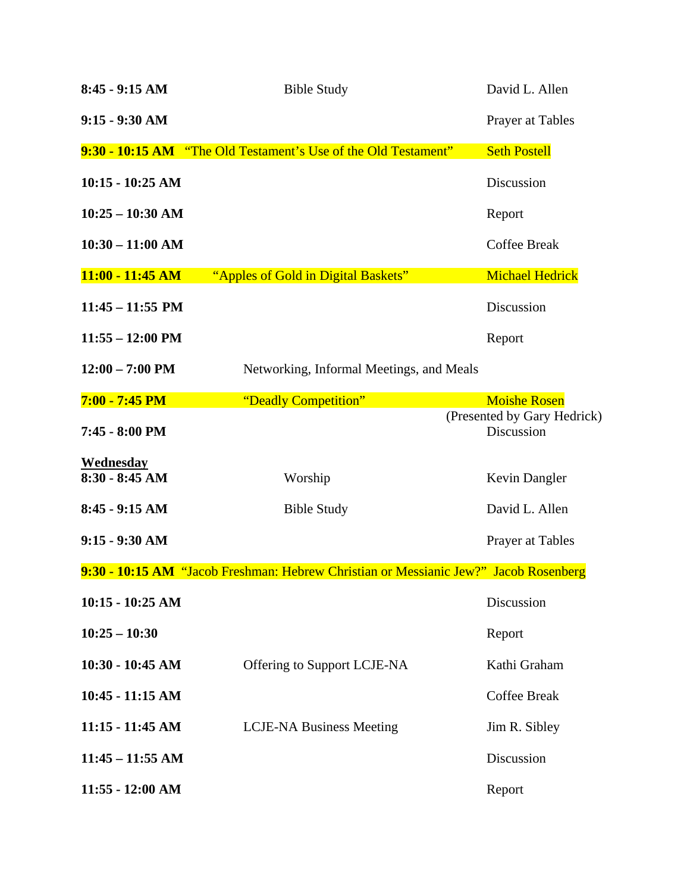| | | |
|---|---|---|
| **8:45 - 9:15 AM** | Bible Study | David L. Allen |
| **9:15 - 9:30 AM** | | Prayer at Tables |
| **9:30 - 10:15 AM** | "The Old Testament's Use of the Old Testament" | Seth Postell |
| **10:15 - 10:25 AM** | | Discussion |
| **10:25 – 10:30 AM** | | Report |
| **10:30 – 11:00 AM** | | Coffee Break |
| **11:00 - 11:45 AM** | "Apples of Gold in Digital Baskets" | Michael Hedrick |
| **11:45 – 11:55 PM** | | Discussion |
| **11:55 – 12:00 PM** | | Report |
| **12:00 – 7:00 PM** | Networking, Informal Meetings, and Meals | |
| **7:00 - 7:45 PM** | "Deadly Competition" | Moishe Rosen (Presented by Gary Hedrick) |
| **7:45 - 8:00 PM** | | Discussion |

**Wednesday**

| | | |
|---|---|---|
| **8:30 - 8:45 AM** | Worship | Kevin Dangler |
| **8:45 - 9:15 AM** | Bible Study | David L. Allen |
| **9:15 - 9:30 AM** | | Prayer at Tables |
| **9:30 - 10:15 AM** | "Jacob Freshman: Hebrew Christian or Messianic Jew?" | Jacob Rosenberg |
| **10:15 - 10:25 AM** | | Discussion |
| **10:25 – 10:30** | | Report |
| **10:30 - 10:45 AM** | Offering to Support LCJE-NA | Kathi Graham |
| **10:45 - 11:15 AM** | | Coffee Break |
| **11:15 - 11:45 AM** | LCJE-NA Business Meeting | Jim R. Sibley |
| **11:45 – 11:55 AM** | | Discussion |
| **11:55 - 12:00 AM** | | Report |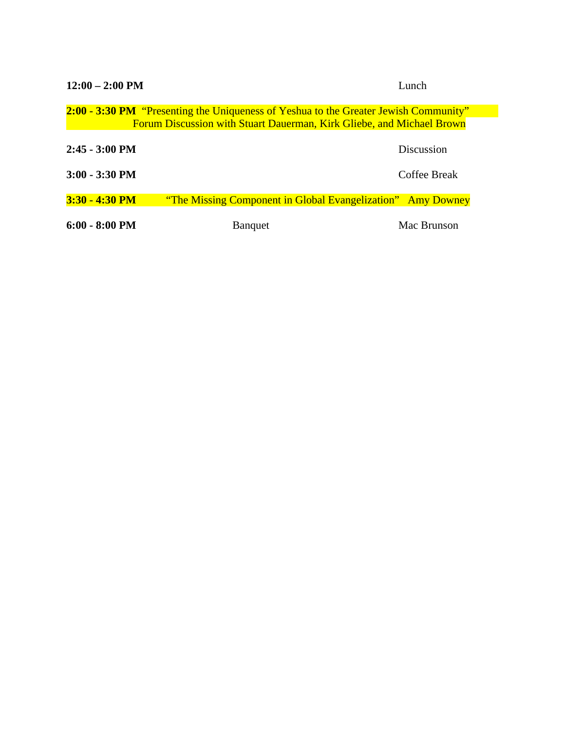| | | |
|---|---|---|
| **12:00 – 2:00 PM** | | Lunch |
| **2:00 - 3:30 PM** | "Presenting the Uniqueness of Yeshua to the Greater Jewish Community" Forum Discussion with Stuart Dauerman, Kirk Gliebe, and Michael Brown | |
| **2:45 - 3:00 PM** | | Discussion |
| **3:00 - 3:30 PM** | | Coffee Break |
| **3:30 - 4:30 PM** | "The Missing Component in Global Evangelization" | Amy Downey |
| **6:00 - 8:00 PM** | Banquet | Mac Brunson |